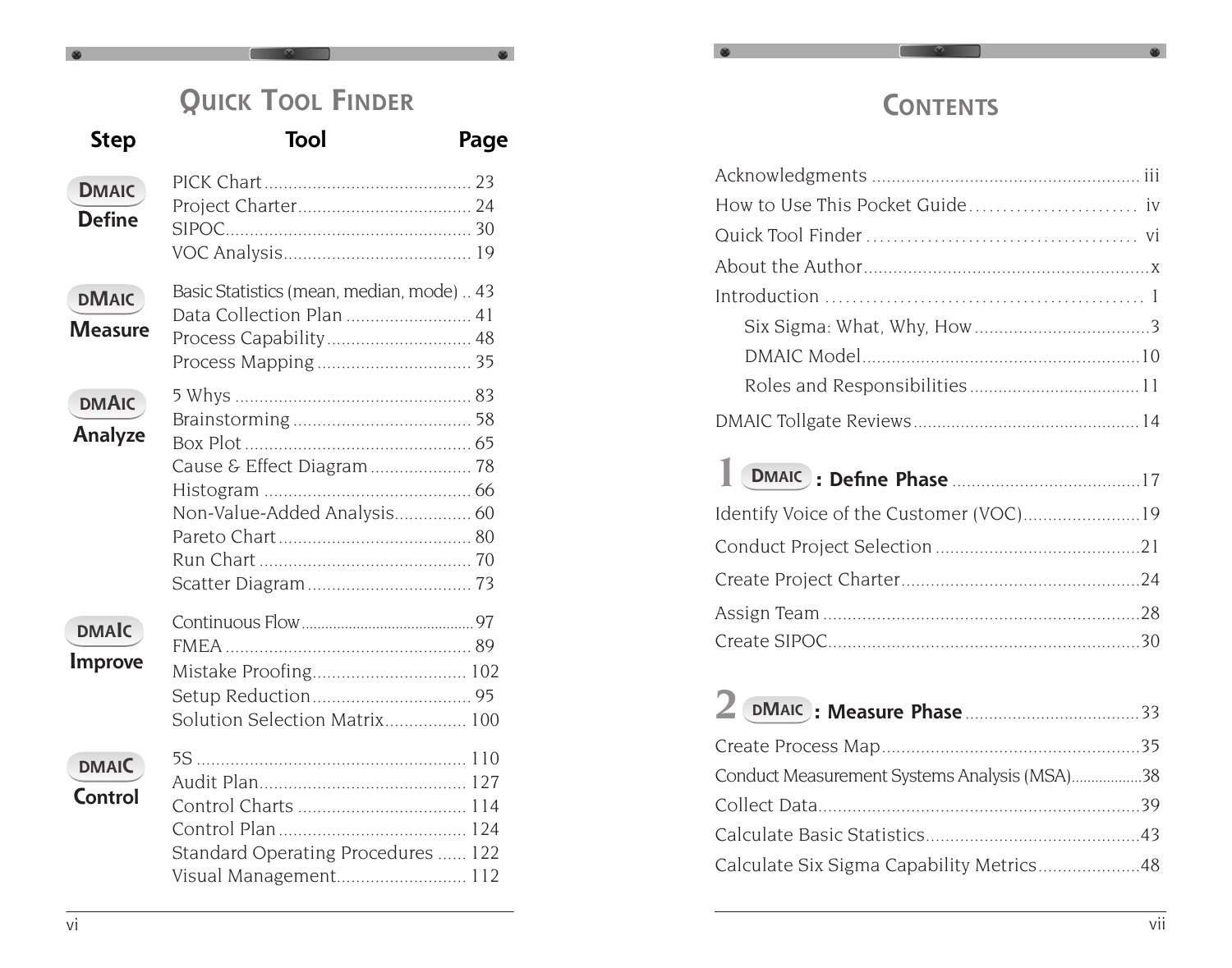# Quick Tool Finder

| Step | Tool | Page |
|---|---|---|
| DMAIC Define | PICK Chart | 23 |
| | Project Charter | 24 |
| | SIPOC | 30 |
| | VOC Analysis | 19 |
| DMAIC Measure | Basic Statistics (mean, median, mode) | 43 |
| | Data Collection Plan | 41 |
| | Process Capability | 48 |
| | Process Mapping | 35 |
| DMAIC Analyze | 5 Whys | 83 |
| | Brainstorming | 58 |
| | Box Plot | 65 |
| | Cause & Effect Diagram | 78 |
| | Histogram | 66 |
| | Non-Value-Added Analysis | 60 |
| | Pareto Chart | 80 |
| | Run Chart | 70 |
| | Scatter Diagram | 73 |
| DMAIC Improve | Continuous Flow | 97 |
| | FMEA | 89 |
| | Mistake Proofing | 102 |
| | Setup Reduction | 95 |
| | Solution Selection Matrix | 100 |
| DMAIC Control | 5S | 110 |
| | Audit Plan | 127 |
| | Control Charts | 114 |
| | Control Plan | 124 |
| | Standard Operating Procedures | 122 |
| | Visual Management | 112 |

# Contents

Acknowledgments ..... iii

How to Use This Pocket Guide ..... iv

Quick Tool Finder ..... vi

About the Author ..... x

Introduction ..... 1

- Six Sigma: What, Why, How ..... 3
- DMAIC Model ..... 10
- Roles and Responsibilities ..... 11

DMAIC Tollgate Reviews ..... 14

## 1 DMAIC: Define Phase ..... 17

Identify Voice of the Customer (VOC) ..... 19

Conduct Project Selection ..... 21

Create Project Charter ..... 24

Assign Team ..... 28

Create SIPOC ..... 30

## 2 DMAIC: Measure Phase ..... 33

Create Process Map ..... 35

Conduct Measurement Systems Analysis (MSA) ..... 38

Collect Data ..... 39

Calculate Basic Statistics ..... 43

Calculate Six Sigma Capability Metrics ..... 48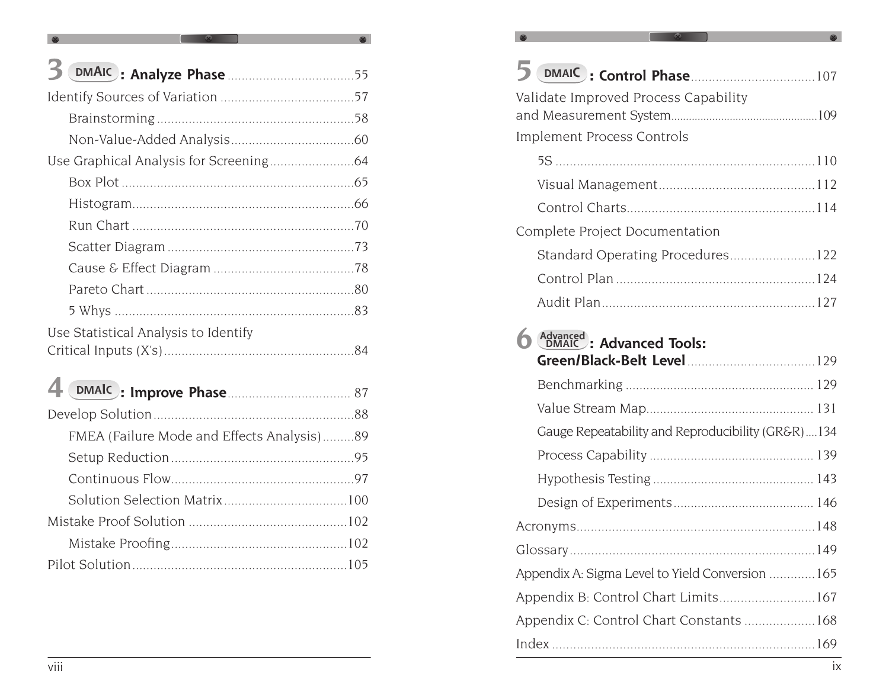## 3 DMAIC: Analyze Phase ....55

Identify Sources of Variation ....57

- Brainstorming ....58
- Non-Value-Added Analysis ....60

Use Graphical Analysis for Screening ....64

- Box Plot ....65
- Histogram ....66
- Run Chart ....70
- Scatter Diagram ....73
- Cause & Effect Diagram ....78
- Pareto Chart ....80
- 5 Whys ....83

Use Statistical Analysis to Identify Critical Inputs (X's) ....84

## 4 DMAIC: Improve Phase .... 87

Develop Solution ....88

- FMEA (Failure Mode and Effects Analysis) ....89
- Setup Reduction ....95
- Continuous Flow ....97
- Solution Selection Matrix ....100

Mistake Proof Solution ....102

- Mistake Proofing ....102

Pilot Solution ....105

## 5 DMAIC: Control Phase ....107

Validate Improved Process Capability and Measurement System ....109

Implement Process Controls

- 5S ....110
- Visual Management ....112
- Control Charts ....114

Complete Project Documentation

- Standard Operating Procedures ....122
- Control Plan ....124
- Audit Plan ....127

## 6 Advanced DMAIC: Advanced Tools: Green/Black-Belt Level ....129

- Benchmarking .... 129
- Value Stream Map .... 131
- Gauge Repeatability and Reproducibility (GR&R) ....134
- Process Capability .... 139
- Hypothesis Testing .... 143
- Design of Experiments .... 146

Acronyms ....148

Glossary ....149

Appendix A: Sigma Level to Yield Conversion ....165

Appendix B: Control Chart Limits ....167

Appendix C: Control Chart Constants ....168

Index ....169